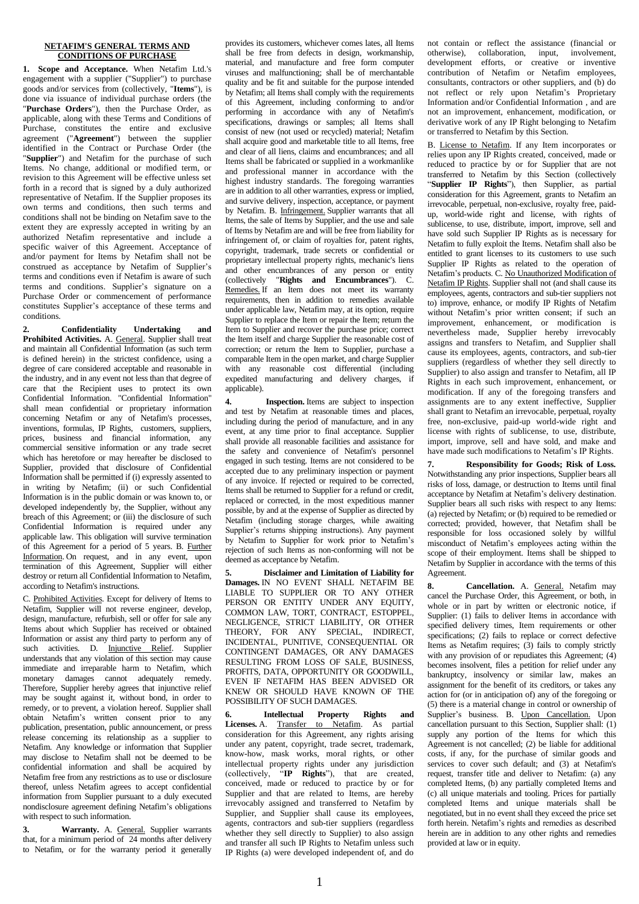## NETAFIM'S GENERAL TERMS AND CONDITIONS OF PURCHASE

**1. Scope and Acceptance.** When Netafim Ltd.'s engagement with a supplier ("Supplier") to purchase goods and/or services from (collectively, "**Items**"), is done via issuance of individual purchase orders (the "**Purchase Orders**"), then the Purchase Order, as applicable, along with these Terms and Conditions of Purchase, constitutes the entire and exclusive agreement ("**Agreement**") between the supplier identified in the Contract or Purchase Order (the "**Supplier**") and Netafim for the purchase of such Items. No change, additional or modified term, or revision to this Agreement will be effective unless set forth in a record that is signed by a duly authorized representative of Netafim. If the Supplier proposes its own terms and conditions, then such terms and conditions shall not be binding on Netafim save to the extent they are expressly accepted in writing by an authorized Netafim representative and include a specific waiver of this Agreement. Acceptance of and/or payment for Items by Netafim shall not be construed as acceptance by Netafim of Supplier's terms and conditions even if Netafim is aware of such terms and conditions. Supplier's signature on a Purchase Order or commencement of performance constitutes Supplier's acceptance of these terms and conditions.

**2. Confidentiality Undertaking and Prohibited Activities.** A. General. Supplier shall treat and maintain all Confidential Information (as such term is defined herein) in the strictest confidence, using a degree of care considered acceptable and reasonable in the industry, and in any event not less than that degree of care that the Recipient uses to protect its own Confidential Information. "Confidential Information" shall mean confidential or proprietary information concerning Netafim or any of Netafim's processes, inventions, formulas, IP Rights, customers, suppliers, prices, business and financial information, any commercial sensitive information or any trade secret which has heretofore or may hereafter be disclosed to Supplier, provided that disclosure of Confidential Information shall be permitted if (i) expressly assented to in writing by Netafim; (ii) or such Confidential Information is in the public domain or was known to, or developed independently by, the Supplier, without any breach of this Agreement; or (iii) the disclosure of such Confidential Information is required under any applicable law. This obligation will survive termination of this Agreement for a period of 5 years. B. Further Information. On request, and in any event, upon termination of this Agreement, Supplier will either destroy or return all Confidential Information to Netafim, according to Netafim's instructions.

C. Prohibited Activities. Except for delivery of Items to Netafim, Supplier will not reverse engineer, develop, design, manufacture, refurbish, sell or offer for sale any Items about which Supplier has received or obtained Information or assist any third party to perform any of such activities. D. Injunctive Relief. Supplier understands that any violation of this section may cause immediate and irreparable harm to Netafim, which monetary damages cannot adequately remedy. Therefore, Supplier hereby agrees that injunctive relief may be sought against it, without bond, in order to remedy, or to prevent, a violation hereof. Supplier shall obtain Netafim's written consent prior to any publication, presentation, public announcement, or press release concerning its relationship as a supplier to Netafim. Any knowledge or information that Supplier may disclose to Netafim shall not be deemed to be confidential information and shall be acquired by Netafim free from any restrictions as to use or disclosure thereof, unless Netafim agrees to accept confidential information from Supplier pursuant to a duly executed nondisclosure agreement defining Netafim's obligations with respect to such information.

**3. Warranty.** A. General. Supplier warrants that, for a minimum period of 24 months after delivery to Netafim, or for the warranty period it generally provides its customers, whichever comes lates, all Items shall be free from defects in design, workmanship, material, and manufacture and free form computer viruses and malfunctioning; shall be of merchantable quality and be fit and suitable for the purpose intended by Netafim; all Items shall comply with the requirements of this Agreement, including conforming to and/or performing in accordance with any of Netafim's specifications, drawings or samples; all Items shall consist of new (not used or recycled) material; Netafim shall acquire good and marketable title to all Items, free and clear of all liens, claims and encumbrances; and all Items shall be fabricated or supplied in a workmanlike and professional manner in accordance with the highest industry standards. The foregoing warranties are in addition to all other warranties, express or implied, and survive delivery, inspection, acceptance, or payment by Netafim. B. Infringement. Supplier warrants that all Items, the sale of Items by Supplier, and the use and sale of Items by Netafim are and will be free from liability for infringement of, or claim of royalties for, patent rights, copyright, trademark, trade secrets or confidential or proprietary intellectual property rights, mechanic's liens and other encumbrances of any person or entity (collectively "**Rights and Encumbrances**"). C. Remedies. If an Item does not meet its warranty requirements, then in addition to remedies available under applicable law, Netafim may, at its option, require Supplier to replace the Item or repair the Item; return the Item to Supplier and recover the purchase price; correct the Item itself and charge Supplier the reasonable cost of correction; or return the Item to Supplier, purchase a comparable Item in the open market, and charge Supplier with any reasonable cost differential (including expedited manufacturing and delivery charges, if applicable).

**4. Inspection.** Items are subject to inspection and test by Netafim at reasonable times and places, including during the period of manufacture, and in any event, at any time prior to final acceptance. Supplier shall provide all reasonable facilities and assistance for the safety and convenience of Netafim's personnel engaged in such testing. Items are not considered to be accepted due to any preliminary inspection or payment of any invoice. If rejected or required to be corrected, Items shall be returned to Supplier for a refund or credit, replaced or corrected, in the most expeditious manner possible, by and at the expense of Supplier as directed by Netafim (including storage charges, while awaiting Supplier's returns shipping instructions). Any payment by Netafim to Supplier for work prior to Netafim's rejection of such Items as non-conforming will not be deemed as acceptance by Netafim.

**5. Disclaimer and Limitation of Liability for Damages.** IN NO EVENT SHALL NETAFIM BE LIABLE TO SUPPLIER OR TO ANY OTHER PERSON OR ENTITY UNDER ANY EQUITY, COMMON LAW, TORT, CONTRACT, ESTOPPEL, NEGLIGENCE, STRICT LIABILITY, OR OTHER THEORY, FOR ANY SPECIAL, INDIRECT, INCIDENTAL, PUNITIVE, CONSEQUENTIAL OR CONTINGENT DAMAGES, OR ANY DAMAGES RESULTING FROM LOSS OF SALE, BUSINESS, PROFITS, DATA, OPPORTUNITY OR GOODWILL, EVEN IF NETAFIM HAS BEEN ADVISED OR KNEW OR SHOULD HAVE KNOWN OF THE POSSIBILITY OF SUCH DAMAGES.

**6. Intellectual Property Rights and Licenses.** A. Transfer to Netafim. As partial consideration for this Agreement, any rights arising under any patent, copyright, trade secret, trademark, know-how, mask works, moral rights, or other intellectual property rights under any jurisdiction (collectively, "**IP Rights**"), that are created, conceived, made or reduced to practice by or for Supplier and that are related to Items, are hereby irrevocably assigned and transferred to Netafim by Supplier, and Supplier shall cause its employees, agents, contractors and sub-tier suppliers (regardless whether they sell directly to Supplier) to also assign and transfer all such IP Rights to Netafim unless such IP Rights (a) were developed independent of, and do not contain or reflect the assistance (financial or otherwise), collaboration, input, involvement, development efforts, or creative or inventive contribution of Netafim or Netafim employees, consultants, contractors or other suppliers, and (b) do not reflect or rely upon Netafim's Proprietary Information and/or Confidential Information , and are not an improvement, enhancement, modification, or derivative work of any IP Right belonging to Netafim or transferred to Netafim by this Section.

B. License to Netafim. If any Item incorporates or relies upon any IP Rights created, conceived, made or reduced to practice by or for Supplier that are not transferred to Netafim by this Section (collectively "**Supplier IP Rights**"), then Supplier, as partial consideration for this Agreement, grants to Netafim an irrevocable, perpetual, non-exclusive, royalty free, paid-up, world-wide right and license, with rights of sublicense, to use, distribute, import, improve, sell and have sold such Supplier IP Rights as is necessary for Netafim to fully exploit the Items. Netafim shall also be entitled to grant licenses to its customers to use such Supplier IP Rights as related to the operation of Netafim's products. C. No Unauthorized Modification of Netafim IP Rights. Supplier shall not (and shall cause its employees, agents, contractors and sub-tier suppliers not to) improve, enhance, or modify IP Rights of Netafim without Netafim's prior written consent; if such an improvement, enhancement, or modification is nevertheless made, Supplier hereby irrevocably assigns and transfers to Netafim, and Supplier shall cause its employees, agents, contractors, and sub-tier suppliers (regardless of whether they sell directly to Supplier) to also assign and transfer to Netafim, all IP Rights in each such improvement, enhancement, or modification. If any of the foregoing transfers and assignments are to any extent ineffective, Supplier shall grant to Netafim an irrevocable, perpetual, royalty free, non-exclusive, paid-up world-wide right and license with rights of sublicense, to use, distribute, import, improve, sell and have sold, and make and have made such modifications to Netafim's IP Rights.

**7. Responsibility for Goods; Risk of Loss.** Notwithstanding any prior inspections, Supplier bears all risks of loss, damage, or destruction to Items until final acceptance by Netafim at Netafim's delivery destination. Supplier bears all such risks with respect to any Items: (a) rejected by Netafim; or (b) required to be remedied or corrected; provided, however, that Netafim shall be responsible for loss occasioned solely by willful misconduct of Netafim's employees acting within the scope of their employment. Items shall be shipped to Netafim by Supplier in accordance with the terms of this Agreement.

**8. Cancellation.** A. General. Netafim may cancel the Purchase Order, this Agreement, or both, in whole or in part by written or electronic notice, if Supplier: (1) fails to deliver Items in accordance with specified delivery times, Item requirements or other specifications; (2) fails to replace or correct defective Items as Netafim requires; (3) fails to comply strictly with any provision of or repudiates this Agreement; (4) becomes insolvent, files a petition for relief under any bankruptcy, insolvency or similar law, makes an assignment for the benefit of its creditors, or takes any action for (or in anticipation of) any of the foregoing or (5) there is a material change in control or ownership of Supplier's business. B. Upon Cancellation. Upon cancellation pursuant to this Section, Supplier shall: (1) supply any portion of the Items for which this Agreement is not cancelled; (2) be liable for additional costs, if any, for the purchase of similar goods and services to cover such default; and (3) at Netafim's request, transfer title and deliver to Netafim: (a) any completed Items, (b) any partially completed Items and (c) all unique materials and tooling. Prices for partially completed Items and unique materials shall be negotiated, but in no event shall they exceed the price set forth herein. Netafim's rights and remedies as described herein are in addition to any other rights and remedies provided at law or in equity.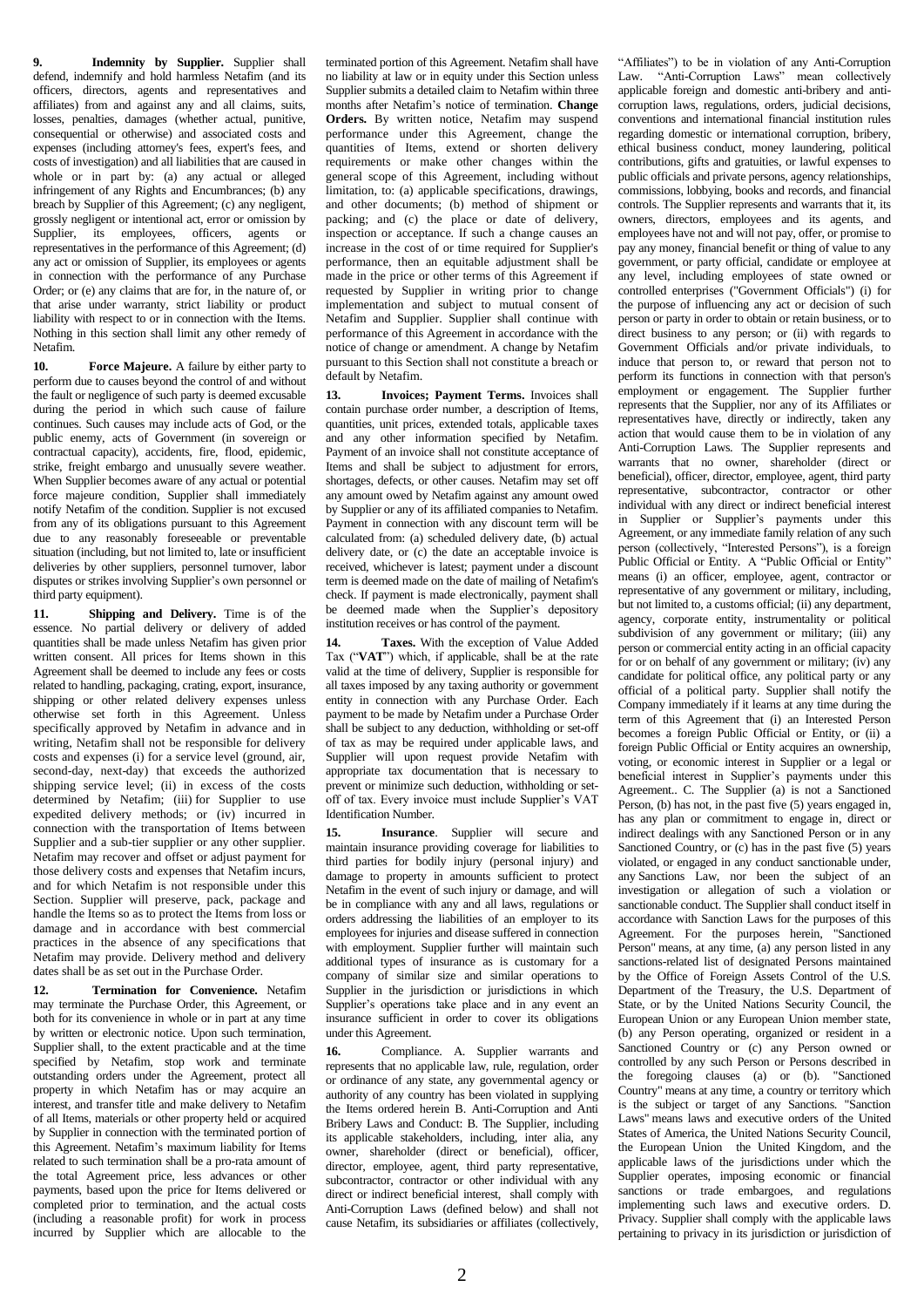**9. Indemnity by Supplier.** Supplier shall defend, indemnify and hold harmless Netafim (and its officers, directors, agents and representatives and affiliates) from and against any and all claims, suits, losses, penalties, damages (whether actual, punitive, consequential or otherwise) and associated costs and expenses (including attorney's fees, expert's fees, and costs of investigation) and all liabilities that are caused in whole or in part by: (a) any actual or alleged infringement of any Rights and Encumbrances; (b) any breach by Supplier of this Agreement; (c) any negligent, grossly negligent or intentional act, error or omission by Supplier, its employees, officers, agents or representatives in the performance of this Agreement; (d) any act or omission of Supplier, its employees or agents in connection with the performance of any Purchase Order; or (e) any claims that are for, in the nature of, or that arise under warranty, strict liability or product liability with respect to or in connection with the Items. Nothing in this section shall limit any other remedy of Netafim.

**10. Force Majeure.** A failure by either party to perform due to causes beyond the control of and without the fault or negligence of such party is deemed excusable during the period in which such cause of failure continues. Such causes may include acts of God, or the public enemy, acts of Government (in sovereign or contractual capacity), accidents, fire, flood, epidemic, strike, freight embargo and unusually severe weather. When Supplier becomes aware of any actual or potential force majeure condition, Supplier shall immediately notify Netafim of the condition. Supplier is not excused from any of its obligations pursuant to this Agreement due to any reasonably foreseeable or preventable situation (including, but not limited to, late or insufficient deliveries by other suppliers, personnel turnover, labor disputes or strikes involving Supplier's own personnel or third party equipment).

**11. Shipping and Delivery.** Time is of the essence. No partial delivery or delivery of added quantities shall be made unless Netafim has given prior written consent. All prices for Items shown in this Agreement shall be deemed to include any fees or costs related to handling, packaging, crating, export, insurance, shipping or other related delivery expenses unless otherwise set forth in this Agreement. Unless specifically approved by Netafim in advance and in writing, Netafim shall not be responsible for delivery costs and expenses (i) for a service level (ground, air, second-day, next-day) that exceeds the authorized shipping service level; (ii) in excess of the costs determined by Netafim; (iii) for Supplier to use expedited delivery methods; or (iv) incurred in connection with the transportation of Items between Supplier and a sub-tier supplier or any other supplier. Netafim may recover and offset or adjust payment for those delivery costs and expenses that Netafim incurs, and for which Netafim is not responsible under this Section. Supplier will preserve, pack, package and handle the Items so as to protect the Items from loss or damage and in accordance with best commercial practices in the absence of any specifications that Netafim may provide. Delivery method and delivery dates shall be as set out in the Purchase Order.

**12. Termination for Convenience.** Netafim may terminate the Purchase Order, this Agreement, or both for its convenience in whole or in part at any time by written or electronic notice. Upon such termination, Supplier shall, to the extent practicable and at the time specified by Netafim, stop work and terminate outstanding orders under the Agreement, protect all property in which Netafim has or may acquire an interest, and transfer title and make delivery to Netafim of all Items, materials or other property held or acquired by Supplier in connection with the terminated portion of this Agreement. Netafim's maximum liability for Items related to such termination shall be a pro-rata amount of the total Agreement price, less advances or other payments, based upon the price for Items delivered or completed prior to termination, and the actual costs (including a reasonable profit) for work in process incurred by Supplier which are allocable to the terminated portion of this Agreement. Netafim shall have no liability at law or in equity under this Section unless Supplier submits a detailed claim to Netafim within three months after Netafim's notice of termination. **Change Orders.** By written notice, Netafim may suspend performance under this Agreement, change the quantities of Items, extend or shorten delivery requirements or make other changes within the general scope of this Agreement, including without limitation, to: (a) applicable specifications, drawings, and other documents; (b) method of shipment or packing; and (c) the place or date of delivery, inspection or acceptance. If such a change causes an increase in the cost of or time required for Supplier's performance, then an equitable adjustment shall be made in the price or other terms of this Agreement if requested by Supplier in writing prior to change implementation and subject to mutual consent of Netafim and Supplier. Supplier shall continue with performance of this Agreement in accordance with the notice of change or amendment. A change by Netafim pursuant to this Section shall not constitute a breach or default by Netafim.

**13. Invoices; Payment Terms.** Invoices shall contain purchase order number, a description of Items, quantities, unit prices, extended totals, applicable taxes and any other information specified by Netafim. Payment of an invoice shall not constitute acceptance of Items and shall be subject to adjustment for errors, shortages, defects, or other causes. Netafim may set off any amount owed by Netafim against any amount owed by Supplier or any of its affiliated companies to Netafim. Payment in connection with any discount term will be calculated from: (a) scheduled delivery date, (b) actual delivery date, or (c) the date an acceptable invoice is received, whichever is latest; payment under a discount term is deemed made on the date of mailing of Netafim's check. If payment is made electronically, payment shall be deemed made when the Supplier's depository institution receives or has control of the payment.

**14. Taxes.** With the exception of Value Added Tax ("**VAT**") which, if applicable, shall be at the rate valid at the time of delivery, Supplier is responsible for all taxes imposed by any taxing authority or government entity in connection with any Purchase Order. Each payment to be made by Netafim under a Purchase Order shall be subject to any deduction, withholding or set-off of tax as may be required under applicable laws, and Supplier will upon request provide Netafim with appropriate tax documentation that is necessary to prevent or minimize such deduction, withholding or set-off of tax. Every invoice must include Supplier's VAT Identification Number.

**15. Insurance**. Supplier will secure and maintain insurance providing coverage for liabilities to third parties for bodily injury (personal injury) and damage to property in amounts sufficient to protect Netafim in the event of such injury or damage, and will be in compliance with any and all laws, regulations or orders addressing the liabilities of an employer to its employees for injuries and disease suffered in connection with employment. Supplier further will maintain such additional types of insurance as is customary for a company of similar size and similar operations to Supplier in the jurisdiction or jurisdictions in which Supplier's operations take place and in any event an insurance sufficient in order to cover its obligations under this Agreement.

**16.** Compliance. A. Supplier warrants and represents that no applicable law, rule, regulation, order or ordinance of any state, any governmental agency or authority of any country has been violated in supplying the Items ordered herein B. Anti-Corruption and Anti Bribery Laws and Conduct: B. The Supplier, including its applicable stakeholders, including, inter alia, any owner, shareholder (direct or beneficial), officer, director, employee, agent, third party representative, subcontractor, contractor or other individual with any direct or indirect beneficial interest, shall comply with Anti-Corruption Laws (defined below) and shall not cause Netafim, its subsidiaries or affiliates (collectively, "Affiliates") to be in violation of any Anti-Corruption Law. "Anti-Corruption Laws" mean collectively applicable foreign and domestic anti-bribery and anti-corruption laws, regulations, orders, judicial decisions, conventions and international financial institution rules regarding domestic or international corruption, bribery, ethical business conduct, money laundering, political contributions, gifts and gratuities, or lawful expenses to public officials and private persons, agency relationships, commissions, lobbying, books and records, and financial controls. The Supplier represents and warrants that it, its owners, directors, employees and its agents, and employees have not and will not pay, offer, or promise to pay any money, financial benefit or thing of value to any government, or party official, candidate or employee at any level, including employees of state owned or controlled enterprises ("Government Officials") (i) for the purpose of influencing any act or decision of such person or party in order to obtain or retain business, or to direct business to any person; or (ii) with regards to Government Officials and/or private individuals, to induce that person to, or reward that person not to perform its functions in connection with that person's employment or engagement. The Supplier further represents that the Supplier, nor any of its Affiliates or representatives have, directly or indirectly, taken any action that would cause them to be in violation of any Anti-Corruption Laws. The Supplier represents and warrants that no owner, shareholder (direct or beneficial), officer, director, employee, agent, third party representative, subcontractor, contractor or other individual with any direct or indirect beneficial interest in Supplier or Supplier's payments under this Agreement, or any immediate family relation of any such person (collectively, "Interested Persons"), is a foreign Public Official or Entity. A "Public Official or Entity" means (i) an officer, employee, agent, contractor or representative of any government or military, including, but not limited to, a customs official; (ii) any department, agency, corporate entity, instrumentality or political subdivision of any government or military; (iii) any person or commercial entity acting in an official capacity for or on behalf of any government or military; (iv) any candidate for political office, any political party or any official of a political party. Supplier shall notify the Company immediately if it learns at any time during the term of this Agreement that (i) an Interested Person becomes a foreign Public Official or Entity, or (ii) a foreign Public Official or Entity acquires an ownership, voting, or economic interest in Supplier or a legal or beneficial interest in Supplier's payments under this Agreement.. C. The Supplier (a) is not a Sanctioned Person, (b) has not, in the past five (5) years engaged in, has any plan or commitment to engage in, direct or indirect dealings with any Sanctioned Person or in any Sanctioned Country, or (c) has in the past five (5) years violated, or engaged in any conduct sanctionable under, any Sanctions Law, nor been the subject of an investigation or allegation of such a violation or sanctionable conduct. The Supplier shall conduct itself in accordance with Sanction Laws for the purposes of this Agreement. For the purposes herein, "Sanctioned Person" means, at any time, (a) any person listed in any sanctions-related list of designated Persons maintained by the Office of Foreign Assets Control of the U.S. Department of the Treasury, the U.S. Department of State, or by the United Nations Security Council, the European Union or any European Union member state, (b) any Person operating, organized or resident in a Sanctioned Country or (c) any Person owned or controlled by any such Person or Persons described in the foregoing clauses (a) or (b). "Sanctioned Country" means at any time, a country or territory which is the subject or target of any Sanctions. "Sanction Laws" means laws and executive orders of the United States of America, the United Nations Security Council, the European Union the United Kingdom, and the applicable laws of the jurisdictions under which the Supplier operates, imposing economic or financial sanctions or trade embargoes, and regulations implementing such laws and executive orders. D. Privacy. Supplier shall comply with the applicable laws pertaining to privacy in its jurisdiction or jurisdiction of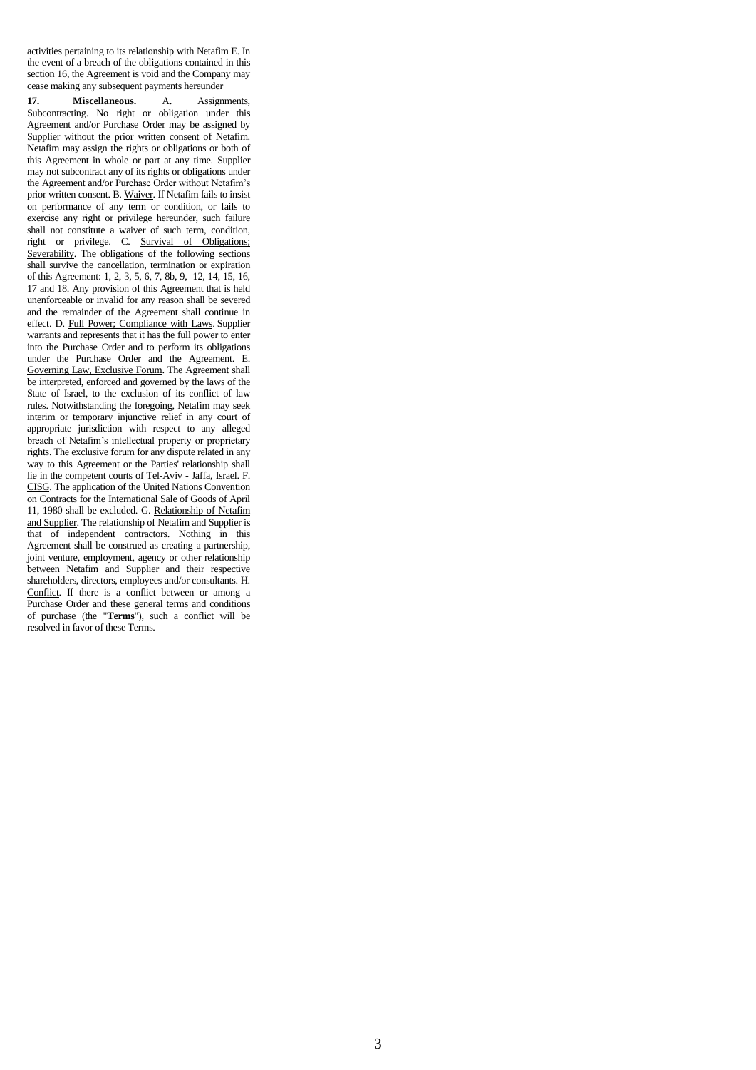activities pertaining to its relationship with Netafim E. In the event of a breach of the obligations contained in this section 16, the Agreement is void and the Company may cease making any subsequent payments hereunder

**17. Miscellaneous.** A. Assignments, Subcontracting. No right or obligation under this Agreement and/or Purchase Order may be assigned by Supplier without the prior written consent of Netafim. Netafim may assign the rights or obligations or both of this Agreement in whole or part at any time. Supplier may not subcontract any of its rights or obligations under the Agreement and/or Purchase Order without Netafim's prior written consent. B. Waiver. If Netafim fails to insist on performance of any term or condition, or fails to exercise any right or privilege hereunder, such failure shall not constitute a waiver of such term, condition, right or privilege. C. Survival of Obligations; Severability. The obligations of the following sections shall survive the cancellation, termination or expiration of this Agreement: 1, 2, 3, 5, 6, 7, 8b, 9, 12, 14, 15, 16, 17 and 18. Any provision of this Agreement that is held unenforceable or invalid for any reason shall be severed and the remainder of the Agreement shall continue in effect. D. Full Power; Compliance with Laws. Supplier warrants and represents that it has the full power to enter into the Purchase Order and to perform its obligations under the Purchase Order and the Agreement. E. Governing Law, Exclusive Forum. The Agreement shall be interpreted, enforced and governed by the laws of the State of Israel, to the exclusion of its conflict of law rules. Notwithstanding the foregoing, Netafim may seek interim or temporary injunctive relief in any court of appropriate jurisdiction with respect to any alleged breach of Netafim's intellectual property or proprietary rights. The exclusive forum for any dispute related in any way to this Agreement or the Parties' relationship shall lie in the competent courts of Tel-Aviv - Jaffa, Israel. F. CISG. The application of the United Nations Convention on Contracts for the International Sale of Goods of April 11, 1980 shall be excluded. G. Relationship of Netafim and Supplier. The relationship of Netafim and Supplier is that of independent contractors. Nothing in this Agreement shall be construed as creating a partnership, joint venture, employment, agency or other relationship between Netafim and Supplier and their respective shareholders, directors, employees and/or consultants. H. Conflict. If there is a conflict between or among a Purchase Order and these general terms and conditions of purchase (the "**Terms**"), such a conflict will be resolved in favor of these Terms.